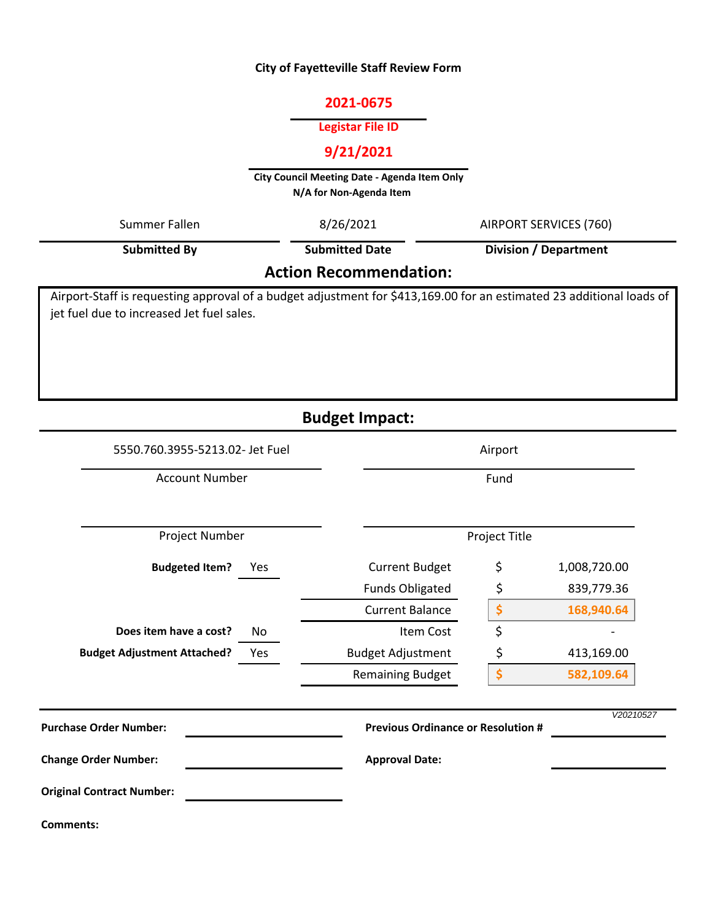**City of Fayetteville Staff Review Form**

**2021-0675**

**Legistar File ID**

**9/21/2021**

**City Council Meeting Date - Agenda Item Only**
**N/A for Non-Agenda Item**

| Summer Fallen | 8/26/2021 | AIRPORT SERVICES (760) |
|---|---|---|
| **Submitted By** | **Submitted Date** | **Division / Department** |

## Action Recommendation:

Airport-Staff is requesting approval of a budget adjustment for $413,169.00 for an estimated 23 additional loads of jet fuel due to increased Jet fuel sales.

## Budget Impact:

| 5550.760.3955-5213.02- Jet Fuel | Airport |
|---|---|
| Account Number | Fund |
| | |
| Project Number | Project Title |

| | | | | |
|---|---|---|---|---|
| **Budgeted Item?** | Yes | Current Budget | $ | 1,008,720.00 |
| | | Funds Obligated | $ | 839,779.36 |
| | | Current Balance | $ | 168,940.64 |
| **Does item have a cost?** | No | Item Cost | $ | - |
| **Budget Adjustment Attached?** | Yes | Budget Adjustment | $ | 413,169.00 |
| | | Remaining Budget | $ | 582,109.64 |

V20210527

**Purchase Order Number:**

**Previous Ordinance or Resolution #**

**Change Order Number:**

**Approval Date:**

**Original Contract Number:**

**Comments:**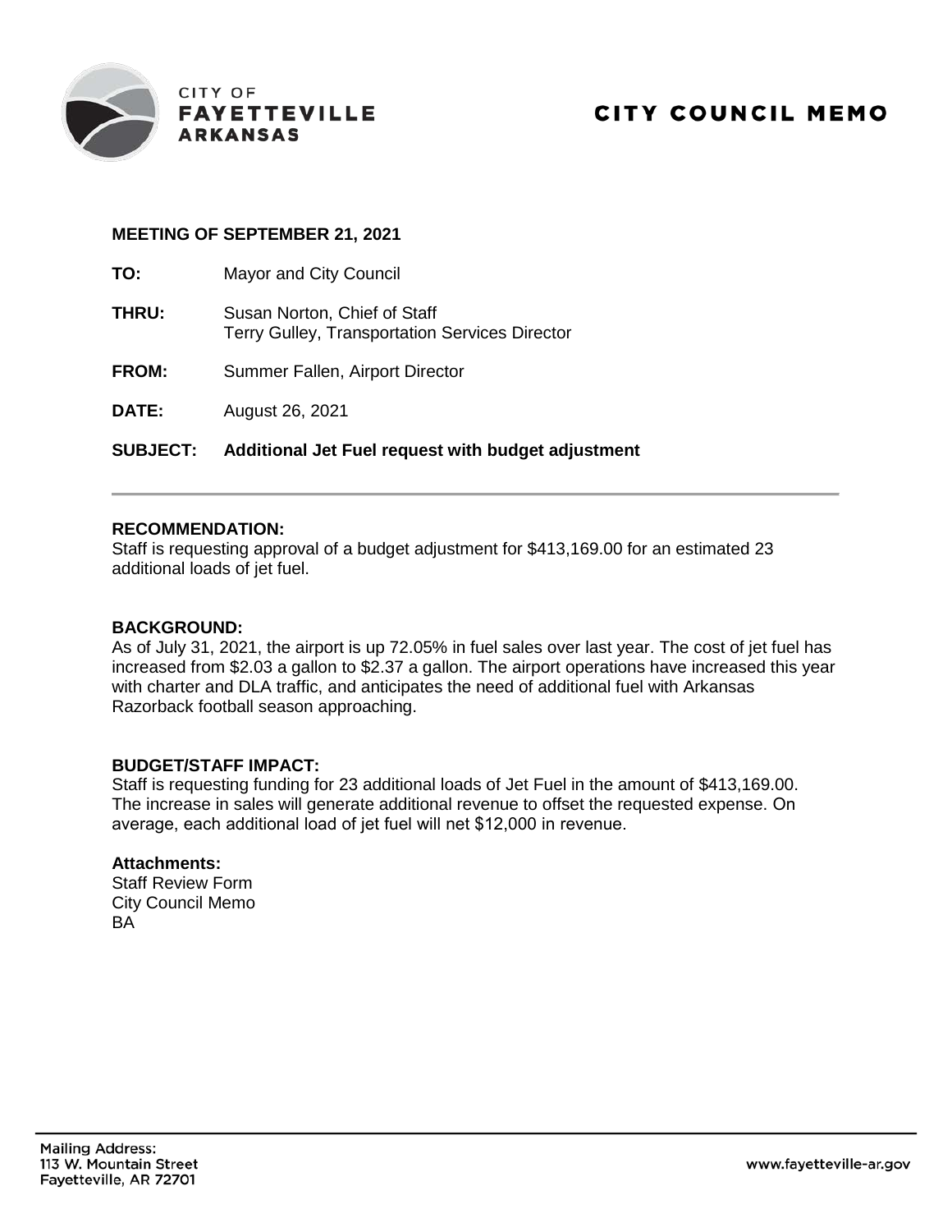CITY OF
**FAYETTEVILLE**
**ARKANSAS**

# CITY COUNCIL MEMO

**MEETING OF SEPTEMBER 21, 2021**

**TO:** Mayor and City Council

**THRU:** Susan Norton, Chief of Staff
Terry Gulley, Transportation Services Director

**FROM:** Summer Fallen, Airport Director

**DATE:** August 26, 2021

**SUBJECT: Additional Jet Fuel request with budget adjustment**

---

**RECOMMENDATION:**
Staff is requesting approval of a budget adjustment for $413,169.00 for an estimated 23 additional loads of jet fuel.

**BACKGROUND:**
As of July 31, 2021, the airport is up 72.05% in fuel sales over last year. The cost of jet fuel has increased from $2.03 a gallon to $2.37 a gallon. The airport operations have increased this year with charter and DLA traffic, and anticipates the need of additional fuel with Arkansas Razorback football season approaching.

**BUDGET/STAFF IMPACT:**
Staff is requesting funding for 23 additional loads of Jet Fuel in the amount of $413,169.00. The increase in sales will generate additional revenue to offset the requested expense. On average, each additional load of jet fuel will net $12,000 in revenue.

**Attachments:**
Staff Review Form
City Council Memo
BA

Mailing Address:
113 W. Mountain Street
Fayetteville, AR 72701

www.fayetteville-ar.gov